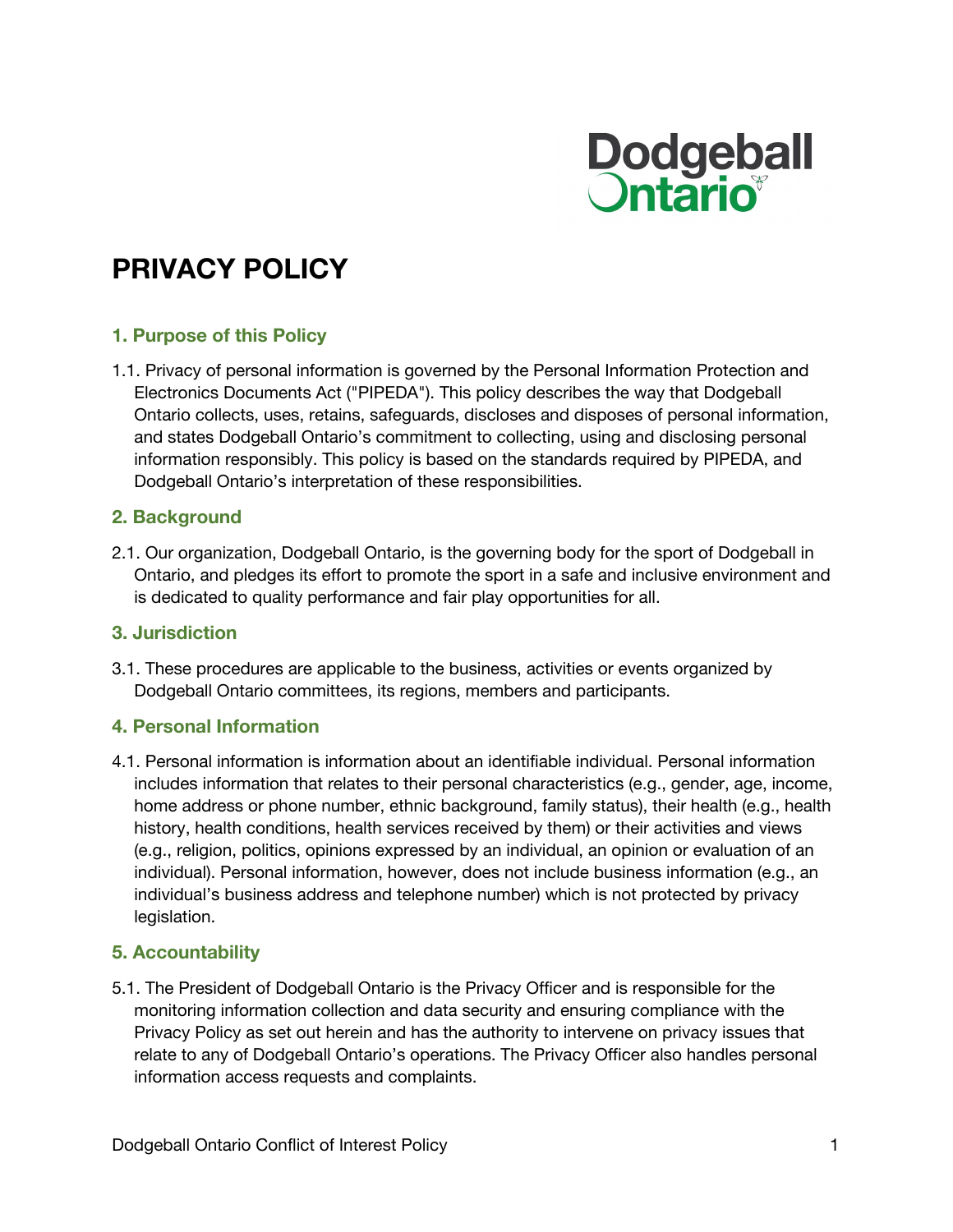# PRIVACY POLICY

## 1. Purpose of this Policy

1.1. Privacy of personal information is governed by the Personal Information Protection and Electronics Documents Act ("PIPEDA"). This policy describes the way that Dodgeball Ontario collects, uses, retains, safeguards, discloses and disposes of personal information, and states Dodgeball Ontario's commitment to collecting, using and disclosing personal information responsibly. This policy is based on the standards required by PIPEDA, and Dodgeball Ontario's interpretation of these responsibilities.

## 2. Background

2.1. Our organization, Dodgeball Ontario, is the governing body for the sport of Dodgeball in Ontario, and pledges its effort to promote the sport in a safe and inclusive environment and is dedicated to quality performance and fair play opportunities for all.

## 3. Jurisdiction

3.1. These procedures are applicable to the business, activities or events organized by Dodgeball Ontario committees, its regions, members and participants.

## 4. Personal Information

4.1. Personal information is information about an identifiable individual. Personal information includes information that relates to their personal characteristics (e.g., gender, age, income, home address or phone number, ethnic background, family status), their health (e.g., health history, health conditions, health services received by them) or their activities and views (e.g., religion, politics, opinions expressed by an individual, an opinion or evaluation of an individual). Personal information, however, does not include business information (e.g., an individual's business address and telephone number) which is not protected by privacy legislation.

## 5. Accountability

5.1. The President of Dodgeball Ontario is the Privacy Officer and is responsible for the monitoring information collection and data security and ensuring compliance with the Privacy Policy as set out herein and has the authority to intervene on privacy issues that relate to any of Dodgeball Ontario's operations. The Privacy Officer also handles personal information access requests and complaints.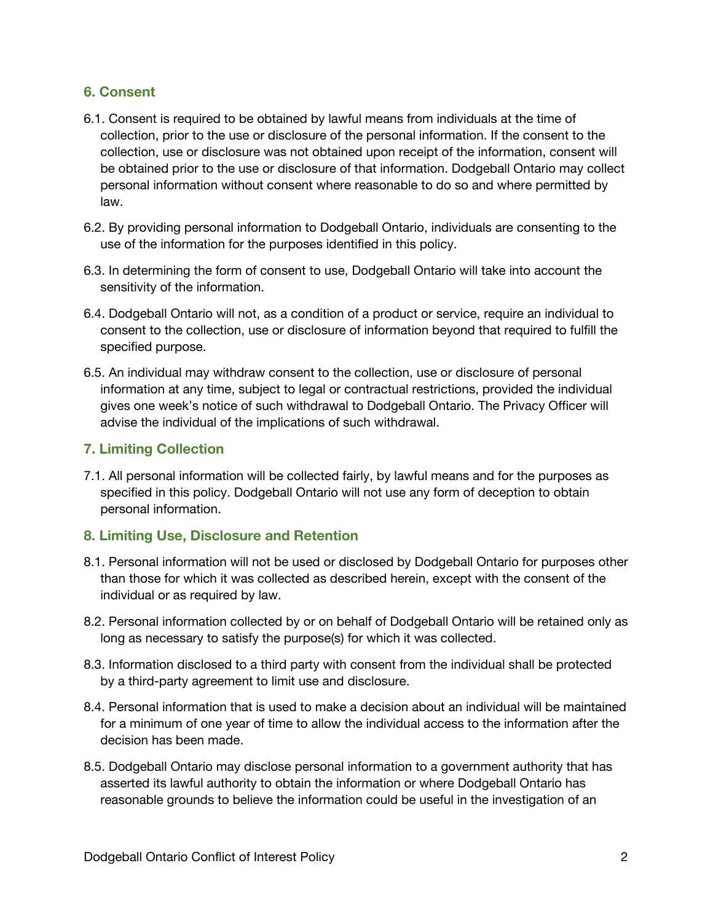## 6. Consent

6.1. Consent is required to be obtained by lawful means from individuals at the time of collection, prior to the use or disclosure of the personal information. If the consent to the collection, use or disclosure was not obtained upon receipt of the information, consent will be obtained prior to the use or disclosure of that information. Dodgeball Ontario may collect personal information without consent where reasonable to do so and where permitted by law.

6.2. By providing personal information to Dodgeball Ontario, individuals are consenting to the use of the information for the purposes identified in this policy.

6.3. In determining the form of consent to use, Dodgeball Ontario will take into account the sensitivity of the information.

6.4. Dodgeball Ontario will not, as a condition of a product or service, require an individual to consent to the collection, use or disclosure of information beyond that required to fulfill the specified purpose.

6.5. An individual may withdraw consent to the collection, use or disclosure of personal information at any time, subject to legal or contractual restrictions, provided the individual gives one week's notice of such withdrawal to Dodgeball Ontario. The Privacy Officer will advise the individual of the implications of such withdrawal.

## 7. Limiting Collection

7.1. All personal information will be collected fairly, by lawful means and for the purposes as specified in this policy. Dodgeball Ontario will not use any form of deception to obtain personal information.

## 8. Limiting Use, Disclosure and Retention

8.1. Personal information will not be used or disclosed by Dodgeball Ontario for purposes other than those for which it was collected as described herein, except with the consent of the individual or as required by law.

8.2. Personal information collected by or on behalf of Dodgeball Ontario will be retained only as long as necessary to satisfy the purpose(s) for which it was collected.

8.3. Information disclosed to a third party with consent from the individual shall be protected by a third-party agreement to limit use and disclosure.

8.4. Personal information that is used to make a decision about an individual will be maintained for a minimum of one year of time to allow the individual access to the information after the decision has been made.

8.5. Dodgeball Ontario may disclose personal information to a government authority that has asserted its lawful authority to obtain the information or where Dodgeball Ontario has reasonable grounds to believe the information could be useful in the investigation of an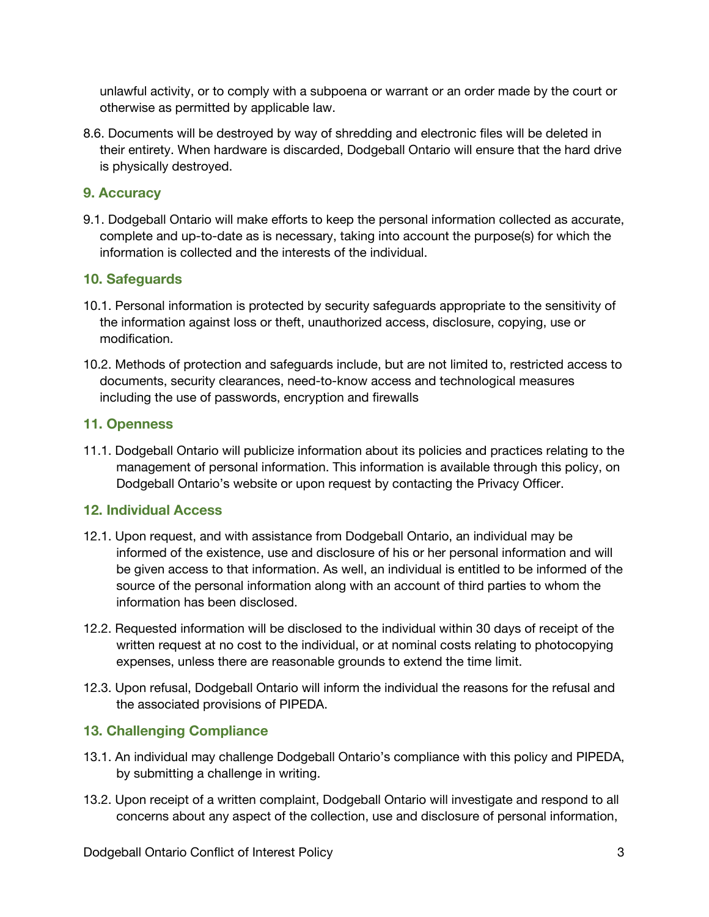unlawful activity, or to comply with a subpoena or warrant or an order made by the court or otherwise as permitted by applicable law.

8.6. Documents will be destroyed by way of shredding and electronic files will be deleted in their entirety. When hardware is discarded, Dodgeball Ontario will ensure that the hard drive is physically destroyed.

## 9. Accuracy

9.1. Dodgeball Ontario will make efforts to keep the personal information collected as accurate, complete and up-to-date as is necessary, taking into account the purpose(s) for which the information is collected and the interests of the individual.

## 10. Safeguards

10.1. Personal information is protected by security safeguards appropriate to the sensitivity of the information against loss or theft, unauthorized access, disclosure, copying, use or modification.

10.2. Methods of protection and safeguards include, but are not limited to, restricted access to documents, security clearances, need-to-know access and technological measures including the use of passwords, encryption and firewalls

## 11. Openness

11.1. Dodgeball Ontario will publicize information about its policies and practices relating to the management of personal information. This information is available through this policy, on Dodgeball Ontario's website or upon request by contacting the Privacy Officer.

## 12. Individual Access

12.1. Upon request, and with assistance from Dodgeball Ontario, an individual may be informed of the existence, use and disclosure of his or her personal information and will be given access to that information. As well, an individual is entitled to be informed of the source of the personal information along with an account of third parties to whom the information has been disclosed.

12.2. Requested information will be disclosed to the individual within 30 days of receipt of the written request at no cost to the individual, or at nominal costs relating to photocopying expenses, unless there are reasonable grounds to extend the time limit.

12.3. Upon refusal, Dodgeball Ontario will inform the individual the reasons for the refusal and the associated provisions of PIPEDA.

## 13. Challenging Compliance

13.1. An individual may challenge Dodgeball Ontario's compliance with this policy and PIPEDA, by submitting a challenge in writing.

13.2. Upon receipt of a written complaint, Dodgeball Ontario will investigate and respond to all concerns about any aspect of the collection, use and disclosure of personal information,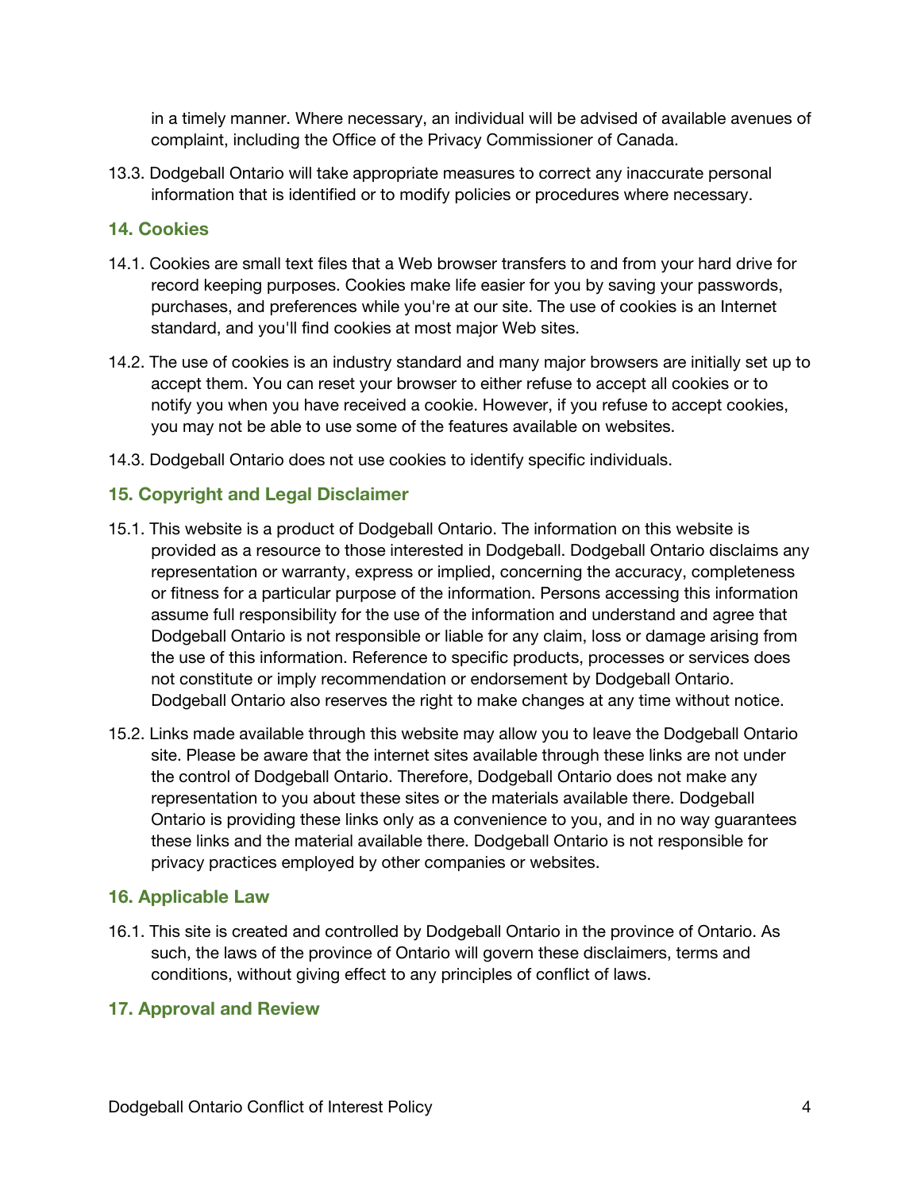in a timely manner. Where necessary, an individual will be advised of available avenues of complaint, including the Office of the Privacy Commissioner of Canada.

13.3. Dodgeball Ontario will take appropriate measures to correct any inaccurate personal information that is identified or to modify policies or procedures where necessary.

## 14. Cookies

14.1. Cookies are small text files that a Web browser transfers to and from your hard drive for record keeping purposes. Cookies make life easier for you by saving your passwords, purchases, and preferences while you're at our site. The use of cookies is an Internet standard, and you'll find cookies at most major Web sites.

14.2. The use of cookies is an industry standard and many major browsers are initially set up to accept them. You can reset your browser to either refuse to accept all cookies or to notify you when you have received a cookie. However, if you refuse to accept cookies, you may not be able to use some of the features available on websites.

14.3. Dodgeball Ontario does not use cookies to identify specific individuals.

## 15. Copyright and Legal Disclaimer

15.1. This website is a product of Dodgeball Ontario. The information on this website is provided as a resource to those interested in Dodgeball. Dodgeball Ontario disclaims any representation or warranty, express or implied, concerning the accuracy, completeness or fitness for a particular purpose of the information. Persons accessing this information assume full responsibility for the use of the information and understand and agree that Dodgeball Ontario is not responsible or liable for any claim, loss or damage arising from the use of this information. Reference to specific products, processes or services does not constitute or imply recommendation or endorsement by Dodgeball Ontario. Dodgeball Ontario also reserves the right to make changes at any time without notice.

15.2. Links made available through this website may allow you to leave the Dodgeball Ontario site. Please be aware that the internet sites available through these links are not under the control of Dodgeball Ontario. Therefore, Dodgeball Ontario does not make any representation to you about these sites or the materials available there. Dodgeball Ontario is providing these links only as a convenience to you, and in no way guarantees these links and the material available there. Dodgeball Ontario is not responsible for privacy practices employed by other companies or websites.

## 16. Applicable Law

16.1. This site is created and controlled by Dodgeball Ontario in the province of Ontario. As such, the laws of the province of Ontario will govern these disclaimers, terms and conditions, without giving effect to any principles of conflict of laws.

## 17. Approval and Review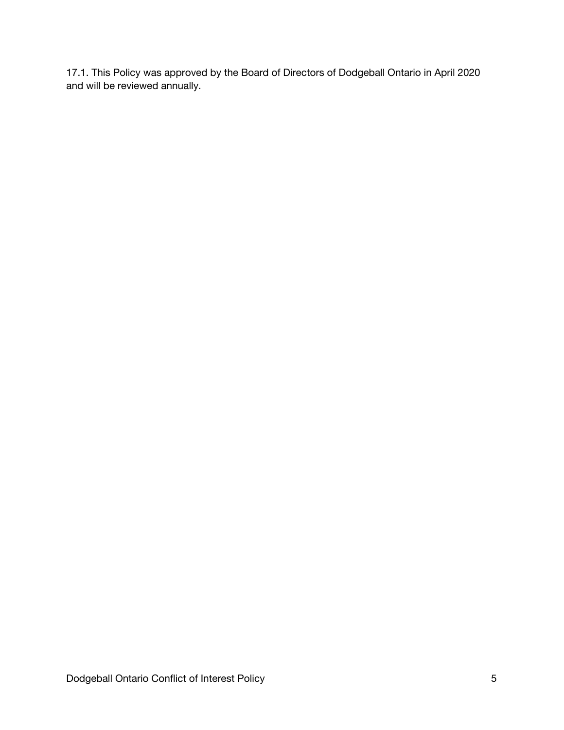17.1. This Policy was approved by the Board of Directors of Dodgeball Ontario in April 2020 and will be reviewed annually.